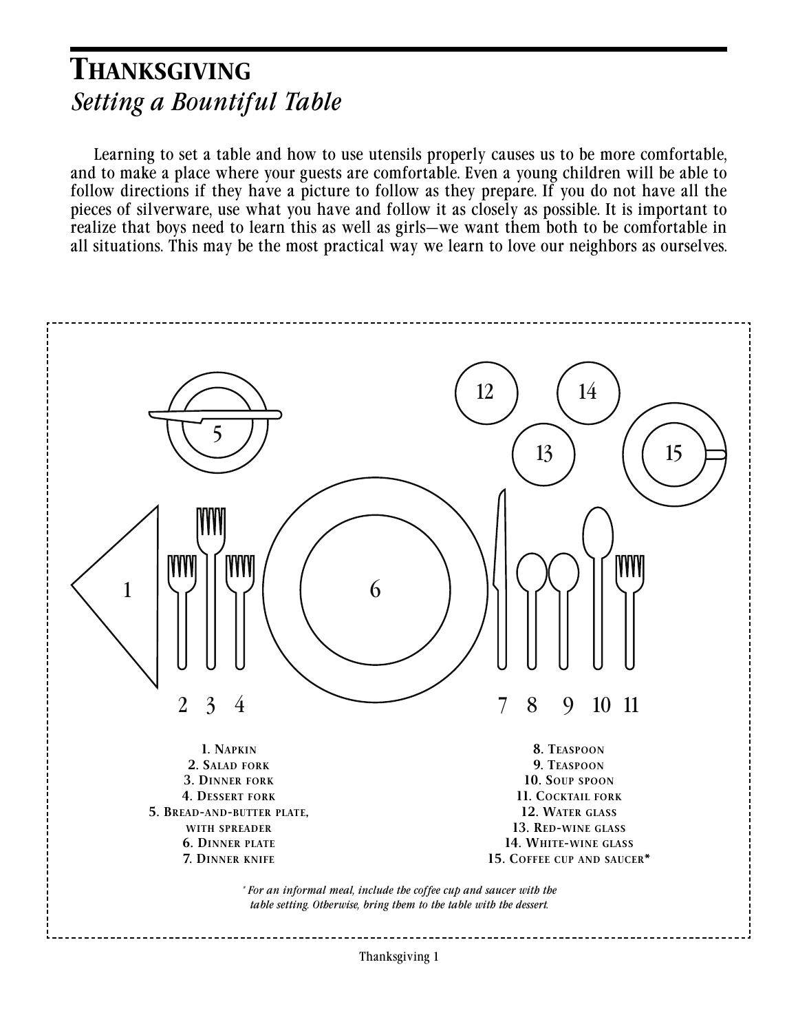# THANKSGIVING

## *Setting a Bountiful Table*

Learning to set a table and how to use utensils properly causes us to be more comfortable, and to make a place where your guests are comfortable. Even a young children will be able to follow directions if they have a picture to follow as they prepare. If you do not have all the pieces of silverware, use what you have and follow it as closely as possible. It is important to realize that boys need to learn this as well as girls—we want them both to be comfortable in all situations. This may be the most practical way we learn to love our neighbors as ourselves.

1. NAPKIN
2. SALAD FORK
3. DINNER FORK
4. DESSERT FORK
5. BREAD-AND-BUTTER PLATE, WITH SPREADER
6. DINNER PLATE
7. DINNER KNIFE
8. TEASPOON
9. TEASPOON
10. SOUP SPOON
11. COCKTAIL FORK
12. WATER GLASS
13. RED-WINE GLASS
14. WHITE-WINE GLASS
15. COFFEE CUP AND SAUCER*

*\* For an informal meal, include the coffee cup and saucer with the table setting. Otherwise, bring them to the table with the dessert.*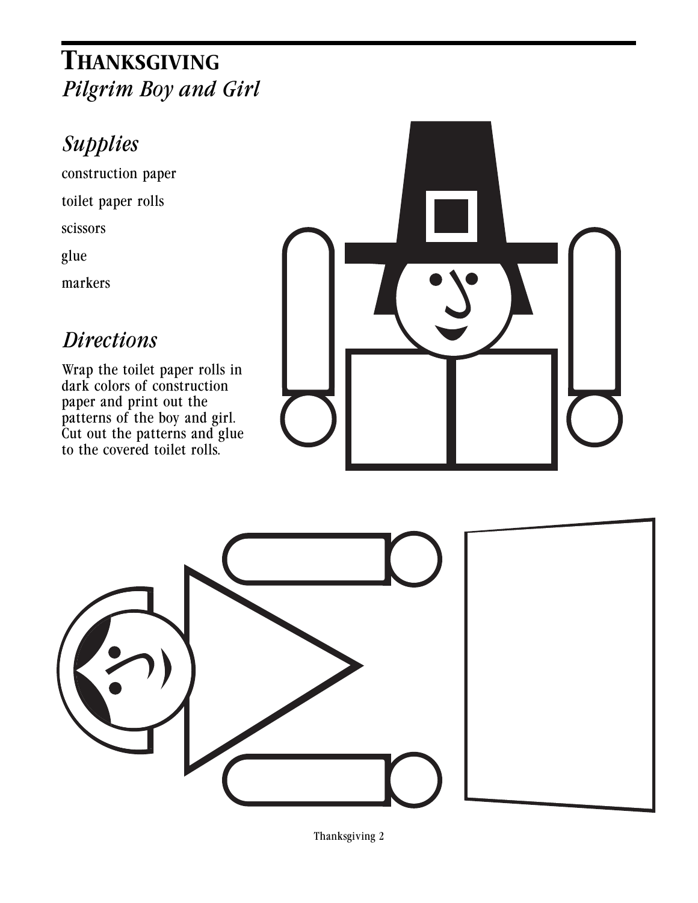# Thanksgiving

*Pilgrim Boy and Girl*

## *Supplies*

construction paper

toilet paper rolls

scissors

glue

markers

## *Directions*

Wrap the toilet paper rolls in dark colors of construction paper and print out the patterns of the boy and girl. Cut out the patterns and glue to the covered toilet rolls.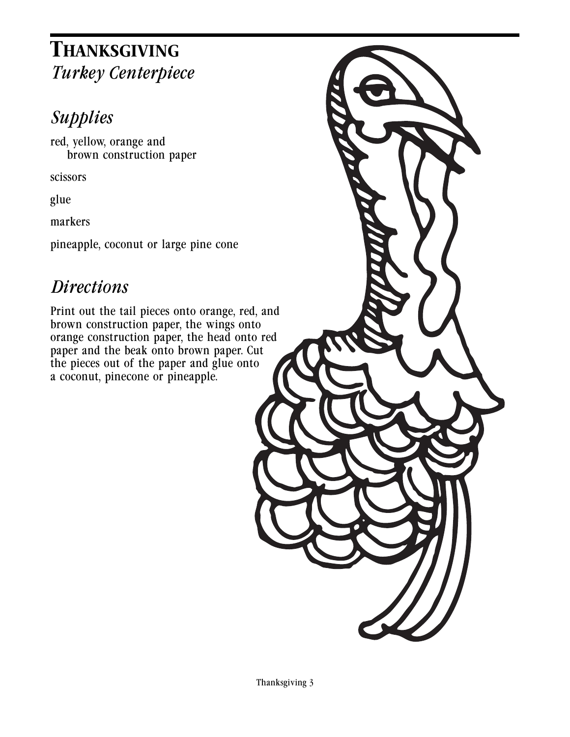# Thanksgiving

*Turkey Centerpiece*

## *Supplies*

red, yellow, orange and brown construction paper

scissors

glue

markers

pineapple, coconut or large pine cone

## *Directions*

Print out the tail pieces onto orange, red, and brown construction paper, the wings onto orange construction paper, the head onto red paper and the beak onto brown paper. Cut the pieces out of the paper and glue onto a coconut, pinecone or pineapple.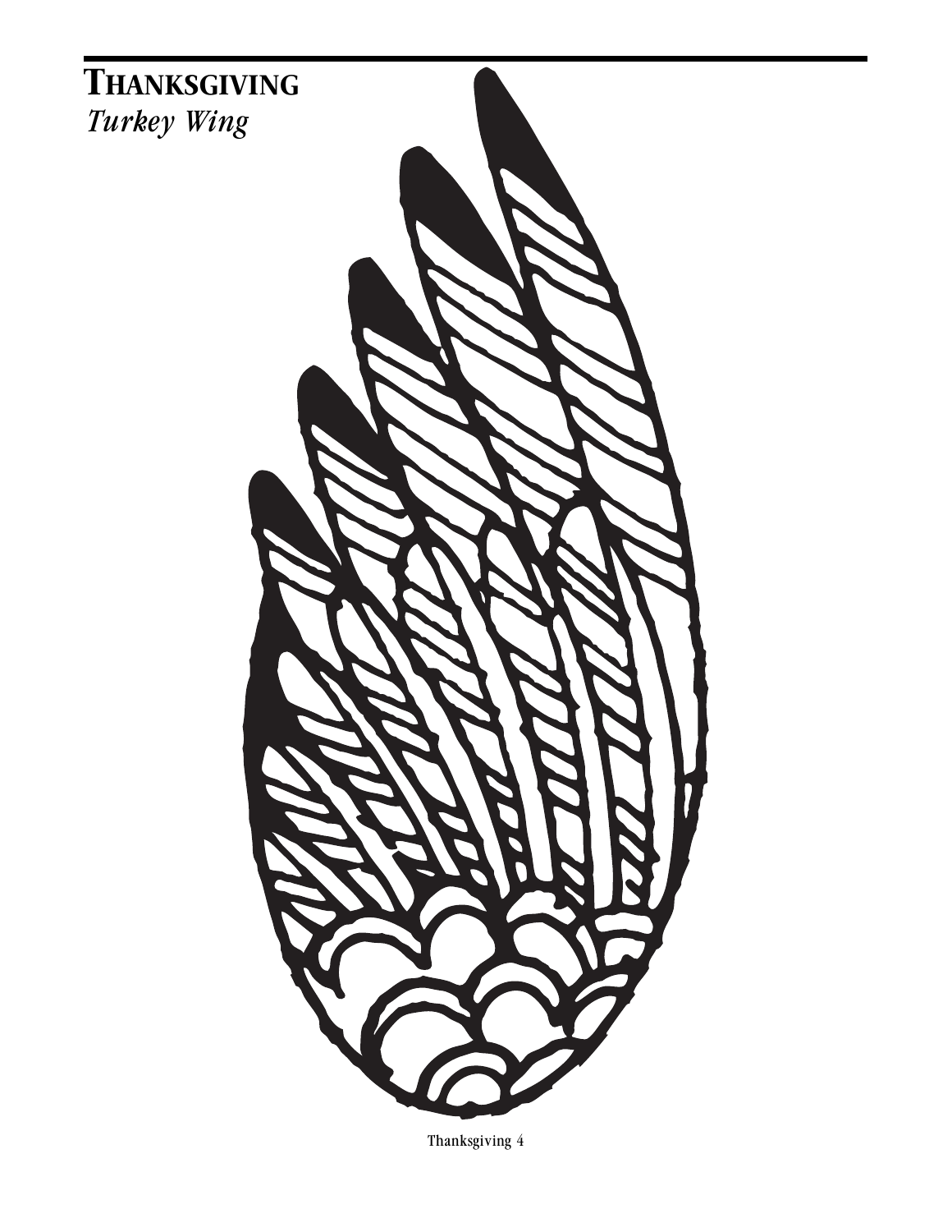# THANKSGIVING

*Turkey Wing*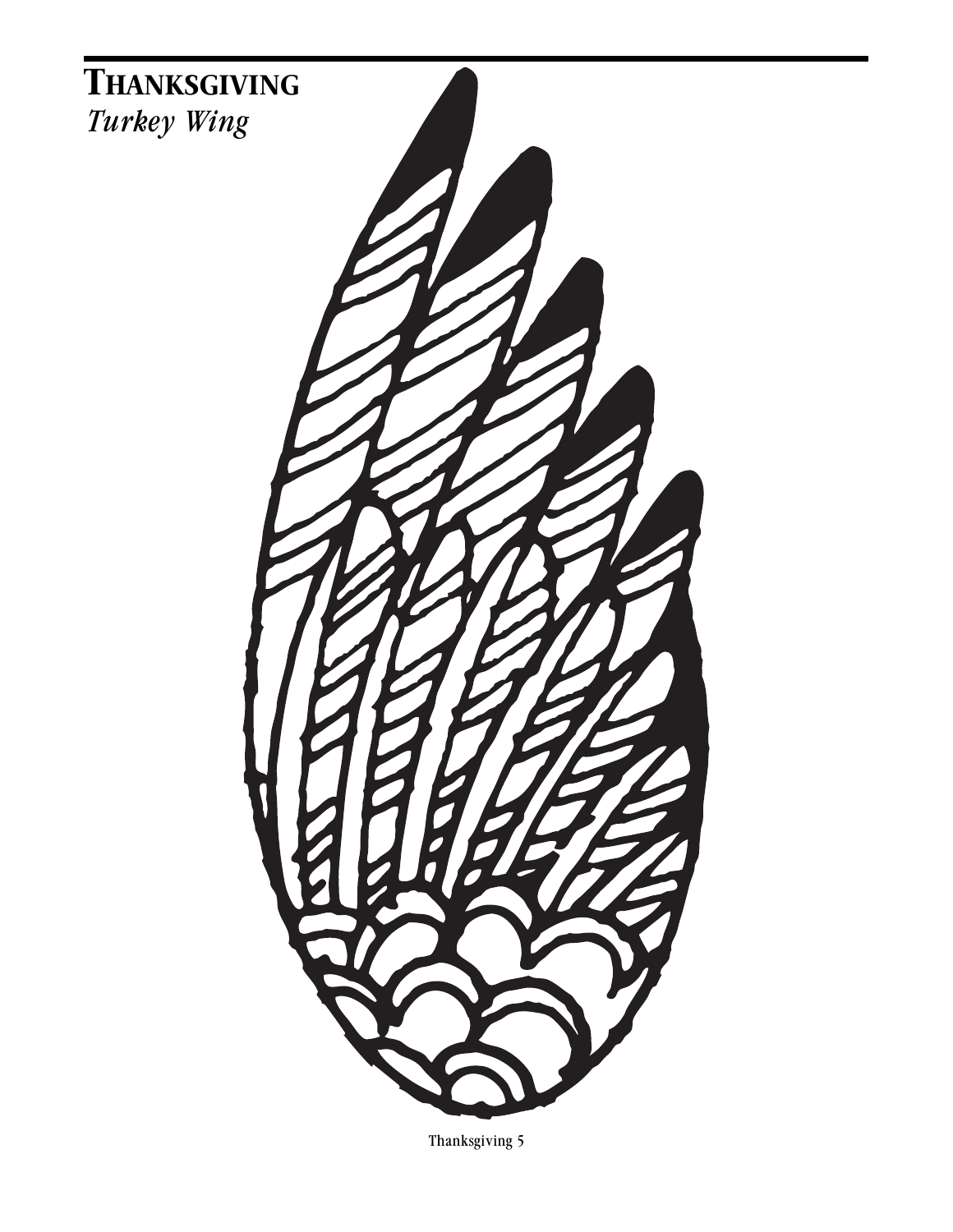# THANKSGIVING

*Turkey Wing*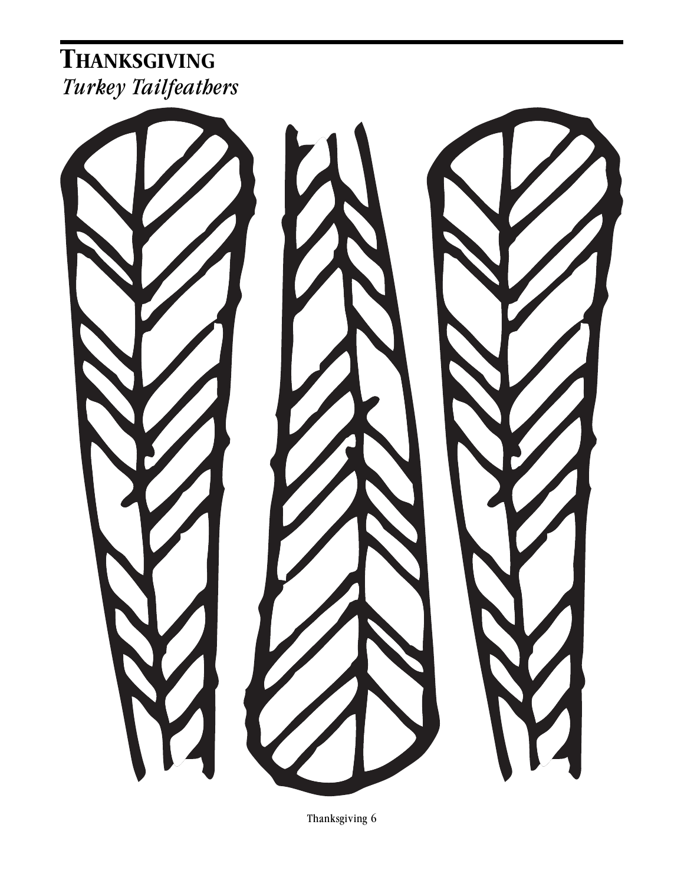# THANKSGIVING

*Turkey Tailfeathers*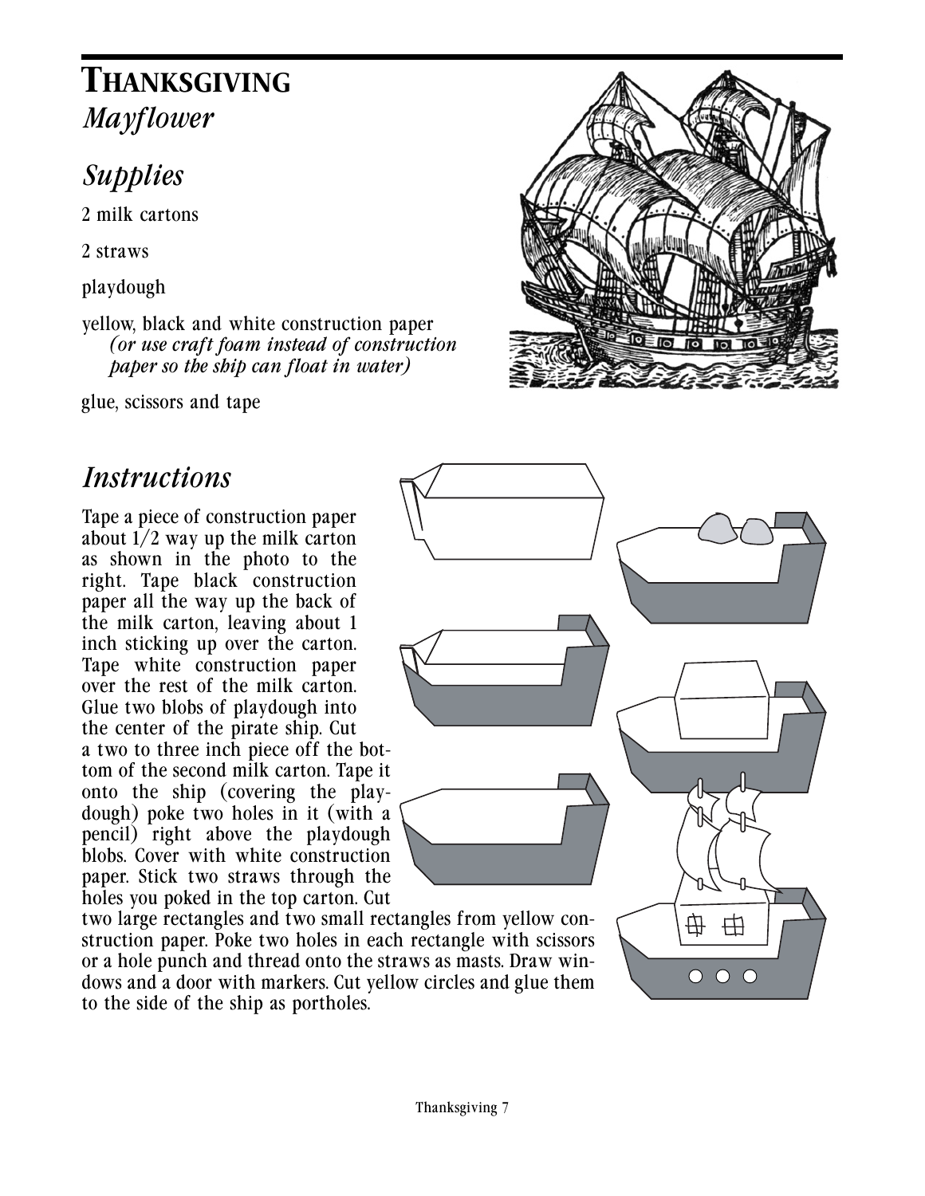# Thanksgiving

## *Mayflower*

## *Supplies*

2 milk cartons

2 straws

playdough

yellow, black and white construction paper
*(or use craft foam instead of construction paper so the ship can float in water)*

glue, scissors and tape

## *Instructions*

Tape a piece of construction paper about 1/2 way up the milk carton as shown in the photo to the right. Tape black construction paper all the way up the back of the milk carton, leaving about 1 inch sticking up over the carton. Tape white construction paper over the rest of the milk carton. Glue two blobs of playdough into the center of the pirate ship. Cut a two to three inch piece off the bottom of the second milk carton. Tape it onto the ship (covering the playdough) poke two holes in it (with a pencil) right above the playdough blobs. Cover with white construction paper. Stick two straws through the holes you poked in the top carton. Cut two large rectangles and two small rectangles from yellow construction paper. Poke two holes in each rectangle with scissors or a hole punch and thread onto the straws as masts. Draw windows and a door with markers. Cut yellow circles and glue them to the side of the ship as portholes.